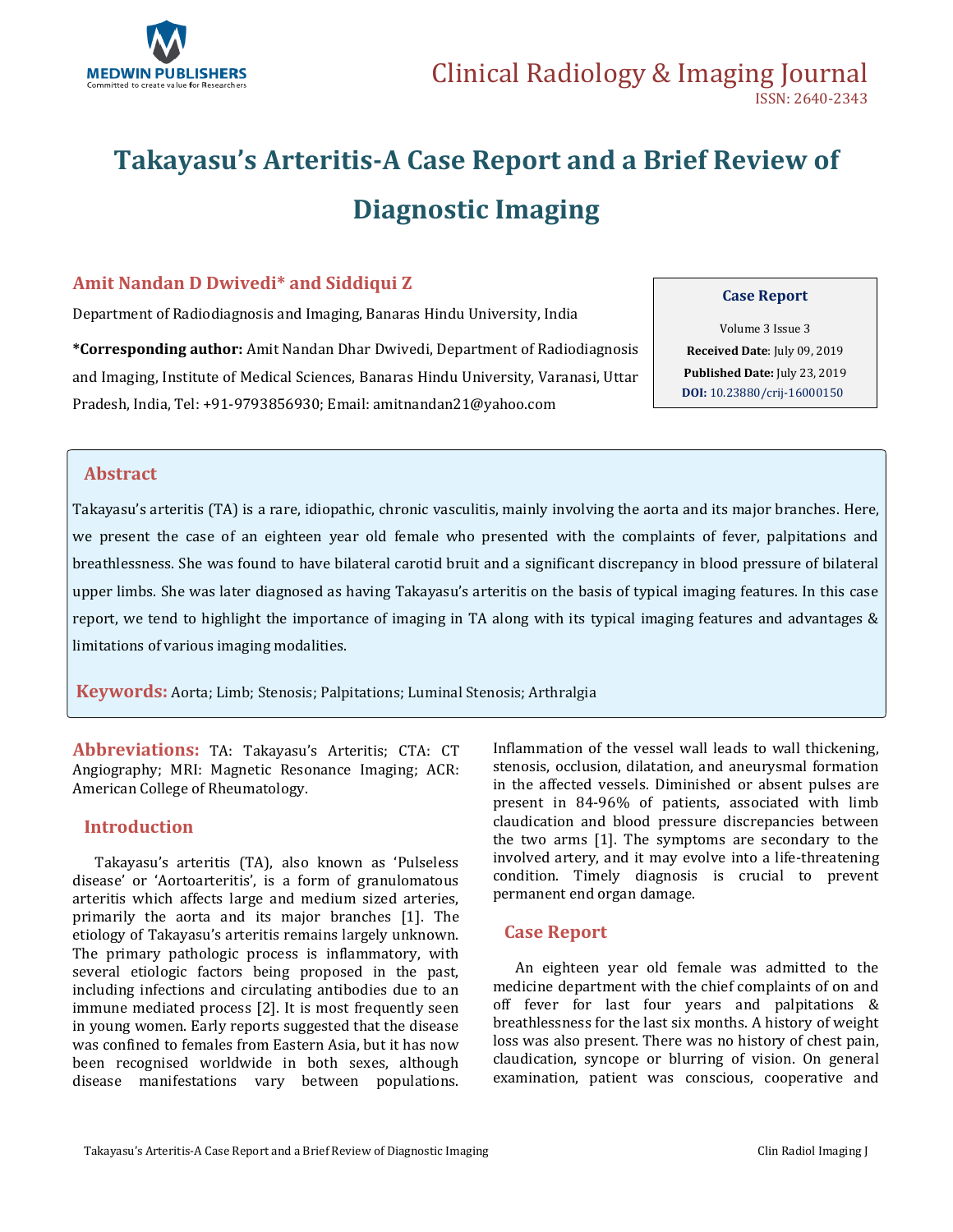# Takayasu's Arteritis-A Case Report and a Brief Review of Diagnostic Imaging

**Amit Nandan D Dwivedi* and Siddiqui Z**

Department of Radiodiagnosis and Imaging, Banaras Hindu University, India

***Corresponding author:** Amit Nandan Dhar Dwivedi, Department of Radiodiagnosis and Imaging, Institute of Medical Sciences, Banaras Hindu University, Varanasi, Uttar Pradesh, India, Tel: +91-9793856930; Email: amitnandan21@yahoo.com

**Case Report**

Volume 3 Issue 3

**Received Date**: July 09, 2019

**Published Date:** July 23, 2019

**DOI:** 10.23880/crij-16000150

## Abstract

Takayasu's arteritis (TA) is a rare, idiopathic, chronic vasculitis, mainly involving the aorta and its major branches. Here, we present the case of an eighteen year old female who presented with the complaints of fever, palpitations and breathlessness. She was found to have bilateral carotid bruit and a significant discrepancy in blood pressure of bilateral upper limbs. She was later diagnosed as having Takayasu's arteritis on the basis of typical imaging features. In this case report, we tend to highlight the importance of imaging in TA along with its typical imaging features and advantages & limitations of various imaging modalities.

**Keywords:** Aorta; Limb; Stenosis; Palpitations; Luminal Stenosis; Arthralgia

**Abbreviations:** TA: Takayasu's Arteritis; CTA: CT Angiography; MRI: Magnetic Resonance Imaging; ACR: American College of Rheumatology.

## Introduction

Takayasu's arteritis (TA), also known as 'Pulseless disease' or 'Aortoarteritis', is a form of granulomatous arteritis which affects large and medium sized arteries, primarily the aorta and its major branches [1]. The etiology of Takayasu's arteritis remains largely unknown. The primary pathologic process is inflammatory, with several etiologic factors being proposed in the past, including infections and circulating antibodies due to an immune mediated process [2]. It is most frequently seen in young women. Early reports suggested that the disease was confined to females from Eastern Asia, but it has now been recognised worldwide in both sexes, although disease manifestations vary between populations. Inflammation of the vessel wall leads to wall thickening, stenosis, occlusion, dilatation, and aneurysmal formation in the affected vessels. Diminished or absent pulses are present in 84-96% of patients, associated with limb claudication and blood pressure discrepancies between the two arms [1]. The symptoms are secondary to the involved artery, and it may evolve into a life-threatening condition. Timely diagnosis is crucial to prevent permanent end organ damage.

## Case Report

An eighteen year old female was admitted to the medicine department with the chief complaints of on and off fever for last four years and palpitations & breathlessness for the last six months. A history of weight loss was also present. There was no history of chest pain, claudication, syncope or blurring of vision. On general examination, patient was conscious, cooperative and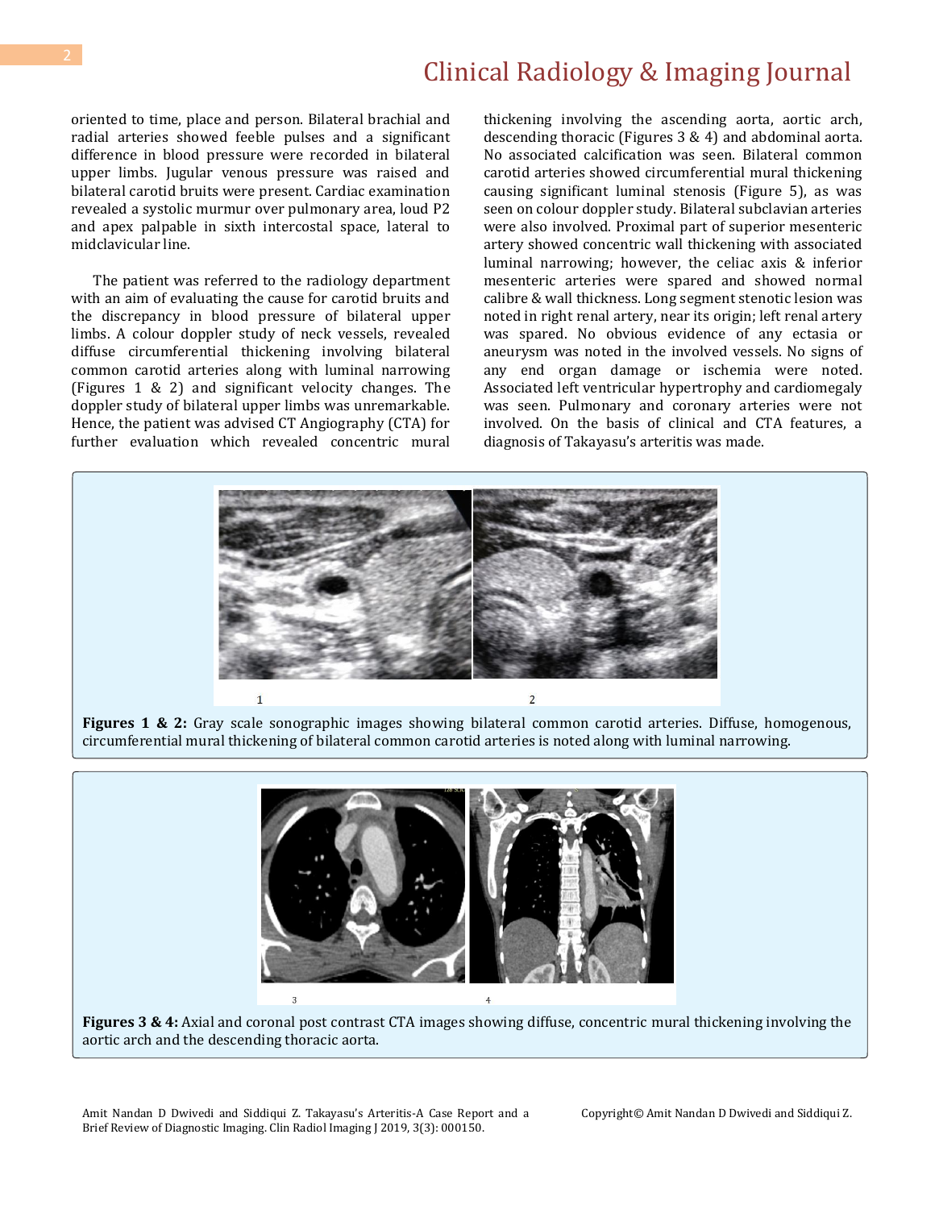oriented to time, place and person. Bilateral brachial and radial arteries showed feeble pulses and a significant difference in blood pressure were recorded in bilateral upper limbs. Jugular venous pressure was raised and bilateral carotid bruits were present. Cardiac examination revealed a systolic murmur over pulmonary area, loud P2 and apex palpable in sixth intercostal space, lateral to midclavicular line.

The patient was referred to the radiology department with an aim of evaluating the cause for carotid bruits and the discrepancy in blood pressure of bilateral upper limbs. A colour doppler study of neck vessels, revealed diffuse circumferential thickening involving bilateral common carotid arteries along with luminal narrowing (Figures 1 & 2) and significant velocity changes. The doppler study of bilateral upper limbs was unremarkable. Hence, the patient was advised CT Angiography (CTA) for further evaluation which revealed concentric mural thickening involving the ascending aorta, aortic arch, descending thoracic (Figures 3 & 4) and abdominal aorta. No associated calcification was seen. Bilateral common carotid arteries showed circumferential mural thickening causing significant luminal stenosis (Figure 5), as was seen on colour doppler study. Bilateral subclavian arteries were also involved. Proximal part of superior mesenteric artery showed concentric wall thickening with associated luminal narrowing; however, the celiac axis & inferior mesenteric arteries were spared and showed normal calibre & wall thickness. Long segment stenotic lesion was noted in right renal artery, near its origin; left renal artery was spared. No obvious evidence of any ectasia or aneurysm was noted in the involved vessels. No signs of any end organ damage or ischemia were noted. Associated left ventricular hypertrophy and cardiomegaly was seen. Pulmonary and coronary arteries were not involved. On the basis of clinical and CTA features, a diagnosis of Takayasu's arteritis was made.

**Figures 1 & 2:** Gray scale sonographic images showing bilateral common carotid arteries. Diffuse, homogenous, circumferential mural thickening of bilateral common carotid arteries is noted along with luminal narrowing.

**Figures 3 & 4:** Axial and coronal post contrast CTA images showing diffuse, concentric mural thickening involving the aortic arch and the descending thoracic aorta.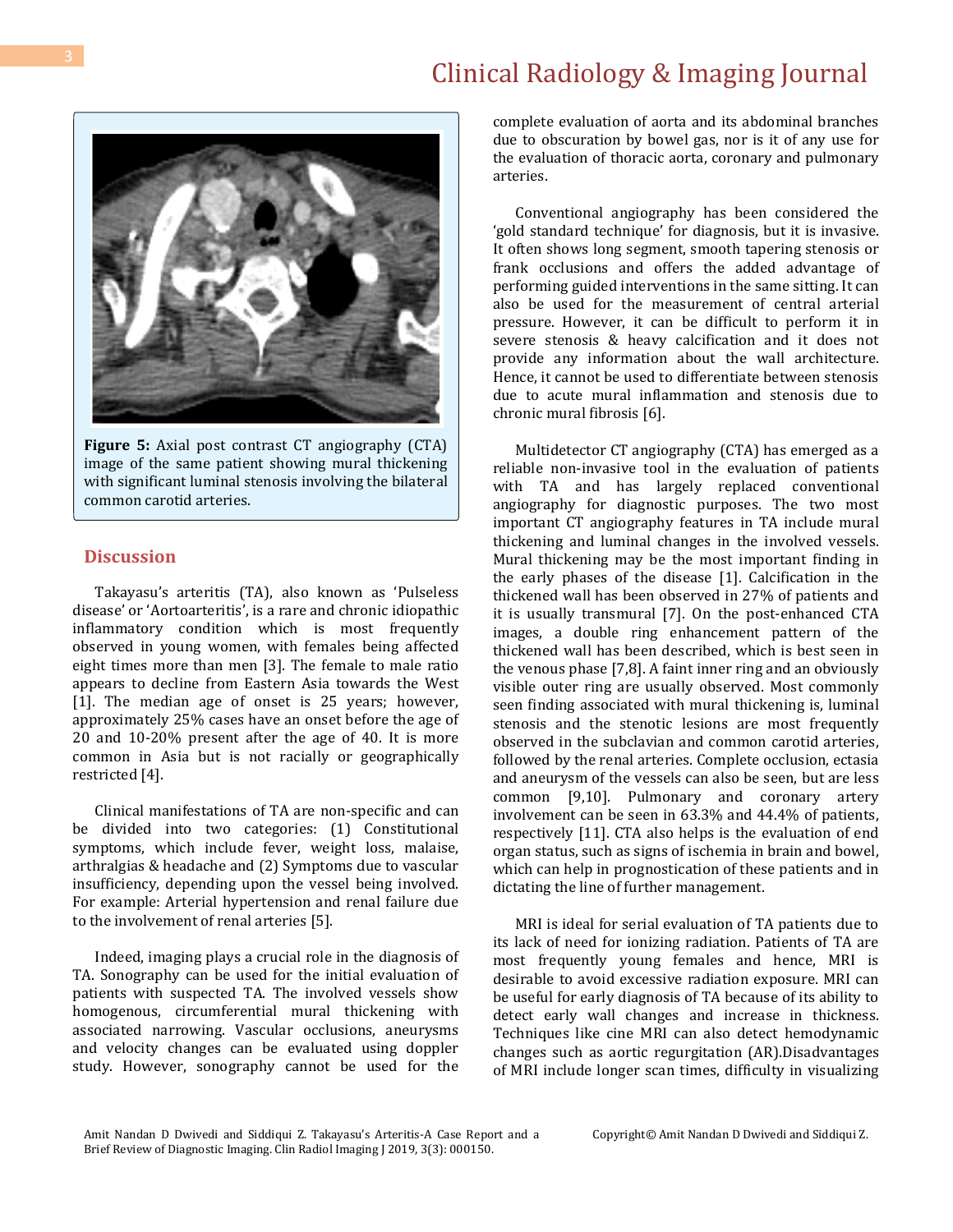Figure 5: Axial post contrast CT angiography (CTA) image of the same patient showing mural thickening with significant luminal stenosis involving the bilateral common carotid arteries.

## Discussion

Takayasu's arteritis (TA), also known as 'Pulseless disease' or 'Aortoarteritis', is a rare and chronic idiopathic inflammatory condition which is most frequently observed in young women, with females being affected eight times more than men [3]. The female to male ratio appears to decline from Eastern Asia towards the West [1]. The median age of onset is 25 years; however, approximately 25% cases have an onset before the age of 20 and 10-20% present after the age of 40. It is more common in Asia but is not racially or geographically restricted [4].

Clinical manifestations of TA are non-specific and can be divided into two categories: (1) Constitutional symptoms, which include fever, weight loss, malaise, arthralgias & headache and (2) Symptoms due to vascular insufficiency, depending upon the vessel being involved. For example: Arterial hypertension and renal failure due to the involvement of renal arteries [5].

Indeed, imaging plays a crucial role in the diagnosis of TA. Sonography can be used for the initial evaluation of patients with suspected TA. The involved vessels show homogenous, circumferential mural thickening with associated narrowing. Vascular occlusions, aneurysms and velocity changes can be evaluated using doppler study. However, sonography cannot be used for the complete evaluation of aorta and its abdominal branches due to obscuration by bowel gas, nor is it of any use for the evaluation of thoracic aorta, coronary and pulmonary arteries.

Conventional angiography has been considered the 'gold standard technique' for diagnosis, but it is invasive. It often shows long segment, smooth tapering stenosis or frank occlusions and offers the added advantage of performing guided interventions in the same sitting. It can also be used for the measurement of central arterial pressure. However, it can be difficult to perform it in severe stenosis & heavy calcification and it does not provide any information about the wall architecture. Hence, it cannot be used to differentiate between stenosis due to acute mural inflammation and stenosis due to chronic mural fibrosis [6].

Multidetector CT angiography (CTA) has emerged as a reliable non-invasive tool in the evaluation of patients with TA and has largely replaced conventional angiography for diagnostic purposes. The two most important CT angiography features in TA include mural thickening and luminal changes in the involved vessels. Mural thickening may be the most important finding in the early phases of the disease [1]. Calcification in the thickened wall has been observed in 27% of patients and it is usually transmural [7]. On the post-enhanced CTA images, a double ring enhancement pattern of the thickened wall has been described, which is best seen in the venous phase [7,8]. A faint inner ring and an obviously visible outer ring are usually observed. Most commonly seen finding associated with mural thickening is, luminal stenosis and the stenotic lesions are most frequently observed in the subclavian and common carotid arteries, followed by the renal arteries. Complete occlusion, ectasia and aneurysm of the vessels can also be seen, but are less common [9,10]. Pulmonary and coronary artery involvement can be seen in 63.3% and 44.4% of patients, respectively [11]. CTA also helps is the evaluation of end organ status, such as signs of ischemia in brain and bowel, which can help in prognostication of these patients and in dictating the line of further management.

MRI is ideal for serial evaluation of TA patients due to its lack of need for ionizing radiation. Patients of TA are most frequently young females and hence, MRI is desirable to avoid excessive radiation exposure. MRI can be useful for early diagnosis of TA because of its ability to detect early wall changes and increase in thickness. Techniques like cine MRI can also detect hemodynamic changes such as aortic regurgitation (AR).Disadvantages of MRI include longer scan times, difficulty in visualizing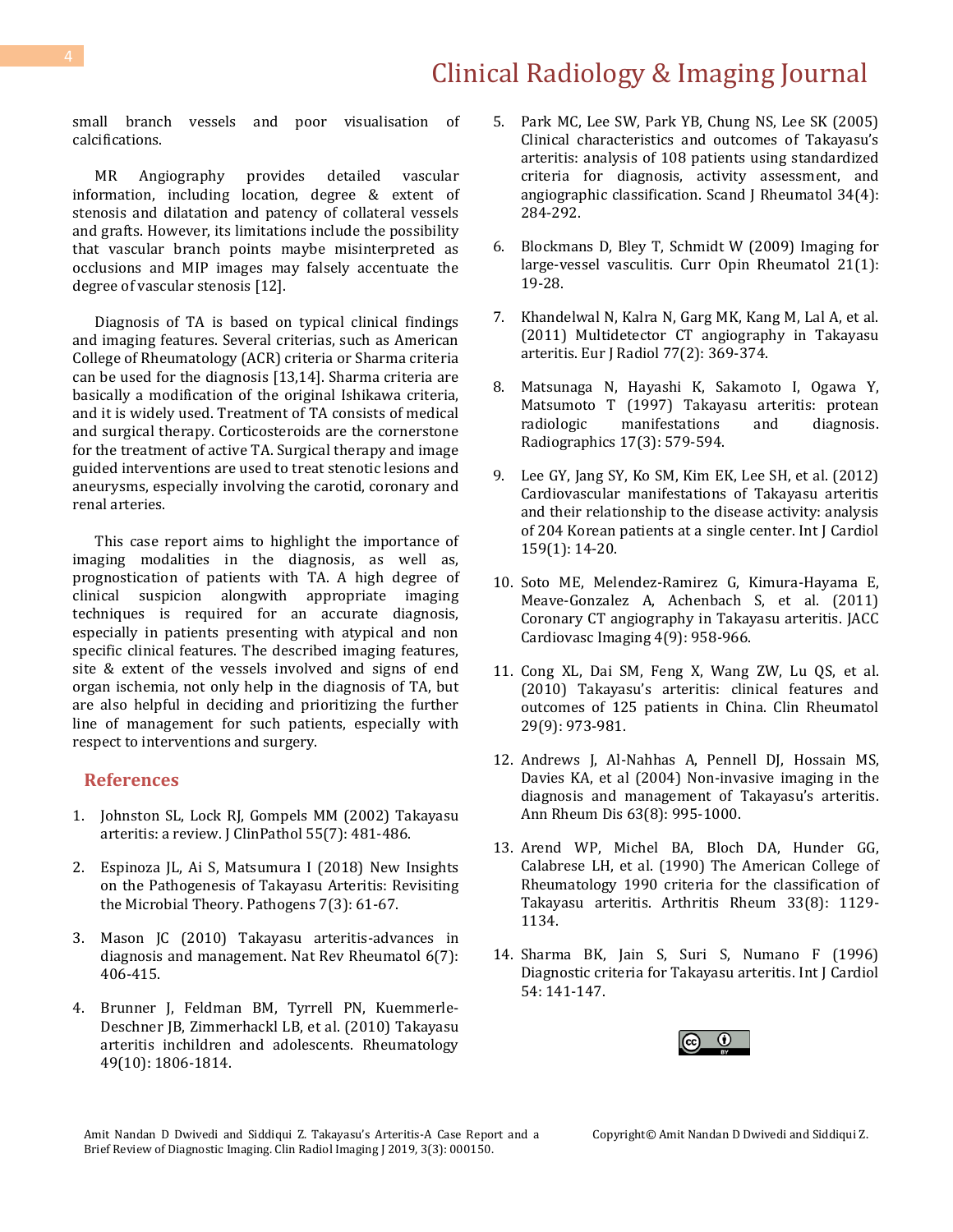small branch vessels and poor visualisation of calcifications.

MR Angiography provides detailed vascular information, including location, degree & extent of stenosis and dilatation and patency of collateral vessels and grafts. However, its limitations include the possibility that vascular branch points maybe misinterpreted as occlusions and MIP images may falsely accentuate the degree of vascular stenosis [12].

Diagnosis of TA is based on typical clinical findings and imaging features. Several criterias, such as American College of Rheumatology (ACR) criteria or Sharma criteria can be used for the diagnosis [13,14]. Sharma criteria are basically a modification of the original Ishikawa criteria, and it is widely used. Treatment of TA consists of medical and surgical therapy. Corticosteroids are the cornerstone for the treatment of active TA. Surgical therapy and image guided interventions are used to treat stenotic lesions and aneurysms, especially involving the carotid, coronary and renal arteries.

This case report aims to highlight the importance of imaging modalities in the diagnosis, as well as, prognostication of patients with TA. A high degree of clinical suspicion alongwith appropriate imaging techniques is required for an accurate diagnosis, especially in patients presenting with atypical and non specific clinical features. The described imaging features, site & extent of the vessels involved and signs of end organ ischemia, not only help in the diagnosis of TA, but are also helpful in deciding and prioritizing the further line of management for such patients, especially with respect to interventions and surgery.

## References

1. Johnston SL, Lock RJ, Gompels MM (2002) Takayasu arteritis: a review. J ClinPathol 55(7): 481-486.
2. Espinoza JL, Ai S, Matsumura I (2018) New Insights on the Pathogenesis of Takayasu Arteritis: Revisiting the Microbial Theory. Pathogens 7(3): 61-67.
3. Mason JC (2010) Takayasu arteritis-advances in diagnosis and management. Nat Rev Rheumatol 6(7): 406-415.
4. Brunner J, Feldman BM, Tyrrell PN, Kuemmerle-Deschner JB, Zimmerhackl LB, et al. (2010) Takayasu arteritis inchildren and adolescents. Rheumatology 49(10): 1806-1814.
5. Park MC, Lee SW, Park YB, Chung NS, Lee SK (2005) Clinical characteristics and outcomes of Takayasu's arteritis: analysis of 108 patients using standardized criteria for diagnosis, activity assessment, and angiographic classification. Scand J Rheumatol 34(4): 284-292.
6. Blockmans D, Bley T, Schmidt W (2009) Imaging for large-vessel vasculitis. Curr Opin Rheumatol 21(1): 19-28.
7. Khandelwal N, Kalra N, Garg MK, Kang M, Lal A, et al. (2011) Multidetector CT angiography in Takayasu arteritis. Eur J Radiol 77(2): 369-374.
8. Matsunaga N, Hayashi K, Sakamoto I, Ogawa Y, Matsumoto T (1997) Takayasu arteritis: protean radiologic manifestations and diagnosis. Radiographics 17(3): 579-594.
9. Lee GY, Jang SY, Ko SM, Kim EK, Lee SH, et al. (2012) Cardiovascular manifestations of Takayasu arteritis and their relationship to the disease activity: analysis of 204 Korean patients at a single center. Int J Cardiol 159(1): 14-20.
10. Soto ME, Melendez-Ramirez G, Kimura-Hayama E, Meave-Gonzalez A, Achenbach S, et al. (2011) Coronary CT angiography in Takayasu arteritis. JACC Cardiovasc Imaging 4(9): 958-966.
11. Cong XL, Dai SM, Feng X, Wang ZW, Lu QS, et al. (2010) Takayasu's arteritis: clinical features and outcomes of 125 patients in China. Clin Rheumatol 29(9): 973-981.
12. Andrews J, Al-Nahhas A, Pennell DJ, Hossain MS, Davies KA, et al (2004) Non-invasive imaging in the diagnosis and management of Takayasu's arteritis. Ann Rheum Dis 63(8): 995-1000.
13. Arend WP, Michel BA, Bloch DA, Hunder GG, Calabrese LH, et al. (1990) The American College of Rheumatology 1990 criteria for the classification of Takayasu arteritis. Arthritis Rheum 33(8): 1129-1134.
14. Sharma BK, Jain S, Suri S, Numano F (1996) Diagnostic criteria for Takayasu arteritis. Int J Cardiol 54: 141-147.